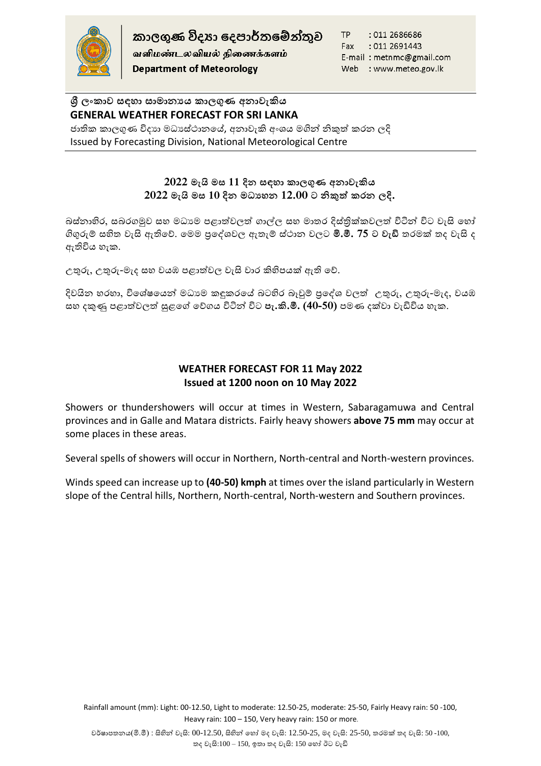**කාලගුණ විද්‍යා දෙපාර්තමේන්තුව**
**வளிமண்டலவியல் திணைக்களம்**
**Department of Meteorology**

TP : 011 2686686
Fax : 011 2691443
E-mail : metnmc@gmail.com
Web : www.meteo.gov.lk

**ශ්‍රී ලංකාව සඳහා සාමාන්‍යය කාලගුණ අනාවැකිය**
**GENERAL WEATHER FORECAST FOR SRI LANKA**
ජාතික කාලගුණ විද්‍යා මධ්‍යස්ථානයේ, අනාවැකි අංශය මගින් නිකුත් කරන ලදි
Issued by Forecasting Division, National Meteorological Centre

**2022 මැයි මස 11 දින සඳහා කාලගුණ අනාවැකිය**
**2022 මැයි මස 10 දින මධ්‍යහන 12.00 ට නිකුත් කරන ලදි.**

බස්නාහිර, සබරගමුව සහ මධ්‍යම පළාත්වලත් ගාල්ල සහ මාතර දිස්ත්‍රික්කවලත් විටින් විට වැසි හෝ ගිගුරුම් සහිත වැසි ඇතිවේ. මෙම ප්‍රදේශවල ඇතැම් ස්ථාන වලට **මි.මී. 75 ට වැඩි** තරමක් තද වැසි ද ඇතිවිය හැක.

උතුරු, උතුරු-මැද සහ වයඹ පළාත්වල වැසි වාර කිහිපයක් ඇති වේ.

දිවයින හරහා, විශේෂයෙන් මධ්‍යම කඳුකරයේ බටහිර බෑවුම් ප්‍රදේශ වලත් උතුරු, උතුරු-මැද, වයඹ සහ දකුණු පළාත්වලත් සුළගේ වේගය විටින් විට **පැ.කි.මී. (40-50)** පමණ දක්වා වැඩිවිය හැක.

**WEATHER FORECAST FOR 11 May 2022**
**Issued at 1200 noon on 10 May 2022**

Showers or thundershowers will occur at times in Western, Sabaragamuwa and Central provinces and in Galle and Matara districts. Fairly heavy showers **above 75 mm** may occur at some places in these areas.

Several spells of showers will occur in Northern, North-central and North-western provinces.

Winds speed can increase up to **(40-50) kmph** at times over the island particularly in Western slope of the Central hills, Northern, North-central, North-western and Southern provinces.

Rainfall amount (mm): Light: 00-12.50, Light to moderate: 12.50-25, moderate: 25-50, Fairly Heavy rain: 50 -100, Heavy rain: 100 – 150, Very heavy rain: 150 or more.

වර්ෂාපතනය(මි.මී) : සිහින් වැසි: 00-12.50, සිහින් හෝ මද වැසි: 12.50-25, මද වැසි: 25-50, තරමක් තද වැසි: 50 -100, තද වැසි:100 – 150, ඉතා තද වැසි: 150 හෝ ඊට වැඩි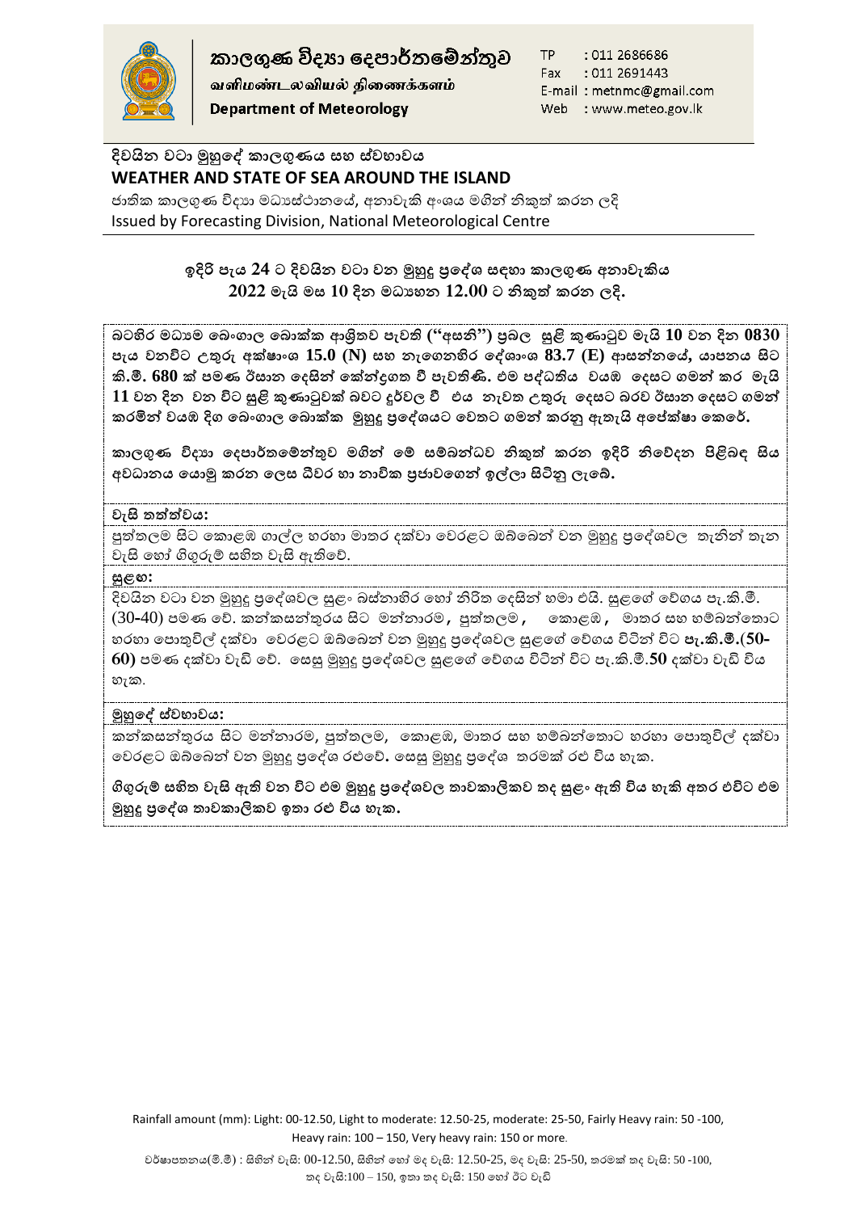**කාලගුණ විද්‍යා දෙපාර්තමේන්තුව**
*வளிமண்டலவியல் திணைக்களம்*
**Department of Meteorology**

TP : 011 2686686
Fax : 011 2691443
E-mail : metnmc@gmail.com
Web : www.meteo.gov.lk

## දිවයින වටා මුහුදේ කාලගුණය සහ ස්වභාවය
## WEATHER AND STATE OF SEA AROUND THE ISLAND

ජාතික කාලගුණ විද්‍යා මධ්‍යස්ථානයේ, අනාවැකි අංශය මගින් නිකුත් කරන ලදි
Issued by Forecasting Division, National Meteorological Centre

**ඉදිරි පැය 24 ට දිවයින වටා වන මුහුදු ප්‍රදේශ සඳහා කාලගුණ අනාවැකිය**
**2022 මැයි මස 10 දින මධ්‍යහන 12.00 ට නිකුත් කරන ලදි.**

**බටහිර මධ්‍යම බෙංගාල බොක්ක ආශ්‍රිතව පැවති ("අසනි") ප්‍රබල සුළි කුණාටුව මැයි 10 වන දින 0830 පැය වනවිට උතුරු අක්ෂාංශ 15.0 (N) සහ නැගෙනහිර දේශාංශ 83.7 (E) ආසන්නයේ, යාපනය සිට කි.මී. 680 ක් පමණ ඊසාන දෙසින් කේන්ද්‍රගත වී පැවතිණි. එම පද්ධතිය වයඹ දෙසට ගමන් කර මැයි 11 වන දින වන විට සුළි කුණාටුවක් බවට දුර්වල වී එය නැවත උතුරු දෙසට බරව ඊසාන දෙසට ගමන් කරමින් වයඹ දිග බෙංගාල බොක්ක මුහුදු ප්‍රදේශයට වෙතට ගමන් කරනු ඇතැයි අපේක්ෂා කෙරේ.**

**කාලගුණ විද්‍යා දෙපාර්තමේන්තුව මගින් මේ සම්බන්ධව නිකුත් කරන ඉදිරි නිවේදන පිළිබඳ සිය අවධානය යොමු කරන ලෙස ධීවර හා නාවික ප්‍රජාවගෙන් ඉල්ලා සිටිනු ලැබේ.**

**වැසි තත්ත්වය:**

පුත්තලම සිට කොළඹ ගාල්ල හරහා මාතර දක්වා වෙරළට ඔබ්බෙන් වන මුහුදු ප්‍රදේශවල තැනින් තැන වැසි හෝ ගිගුරුම් සහිත වැසි ඇතිවේ.

**සුළඟ:**

දිවයින වටා වන මුහුදු ප්‍රදේශවල සුළං බස්නාහිර හෝ නිරිත දෙසින් හමා එයි. සුළගේ වේගය පැ.කි.මී. (30-40) පමණ වේ. කන්කසන්තුරය සිට මන්නාරම, පුත්තලම, කොළඹ, මාතර සහ හම්බන්තොට හරහා පොතුවිල් දක්වා වෙරළට ඔබ්බෙන් වන මුහුදු ප්‍රදේශවල සුළගේ වේගය විටින් විට **පැ.කි.මී.(50-60)** පමණ දක්වා වැඩි වේ. සෙසු මුහුදු ප්‍රදේශවල සුළගේ වේගය විටින් විට පැ.කි.මී.50 දක්වා වැඩි විය හැක.

**මුහුදේ ස්වභාවය:**

කන්කසන්තුරය සිට මන්නාරම, පුත්තලම, කොළඹ, මාතර සහ හම්බන්තොට හරහා පොතුවිල් දක්වා වෙරළට ඔබ්බෙන් වන මුහුදු ප්‍රදේශ රළුවේ. සෙසු මුහුදු ප්‍රදේශ තරමක් රළු විය හැක.

**ගිගුරුම් සහිත වැසි ඇති වන විට එම මුහුදු ප්‍රදේශවල තාවකාලිකව තද සුළං ඇති විය හැකි අතර එවිට එම මුහුදු ප්‍රදේශ තාවකාලිකව ඉතා රළු විය හැක.**

Rainfall amount (mm): Light: 00-12.50, Light to moderate: 12.50-25, moderate: 25-50, Fairly Heavy rain: 50 -100, Heavy rain: 100 – 150, Very heavy rain: 150 or more.

වර්ෂාපතනය(මි.මී) : සිහින් වැසි: 00-12.50, සිහින් හෝ මද වැසි: 12.50-25, මද වැසි: 25-50, තරමක් තද වැසි: 50 -100, තද වැසි:100 – 150, ඉතා තද වැසි: 150 හෝ ඊට වැඩි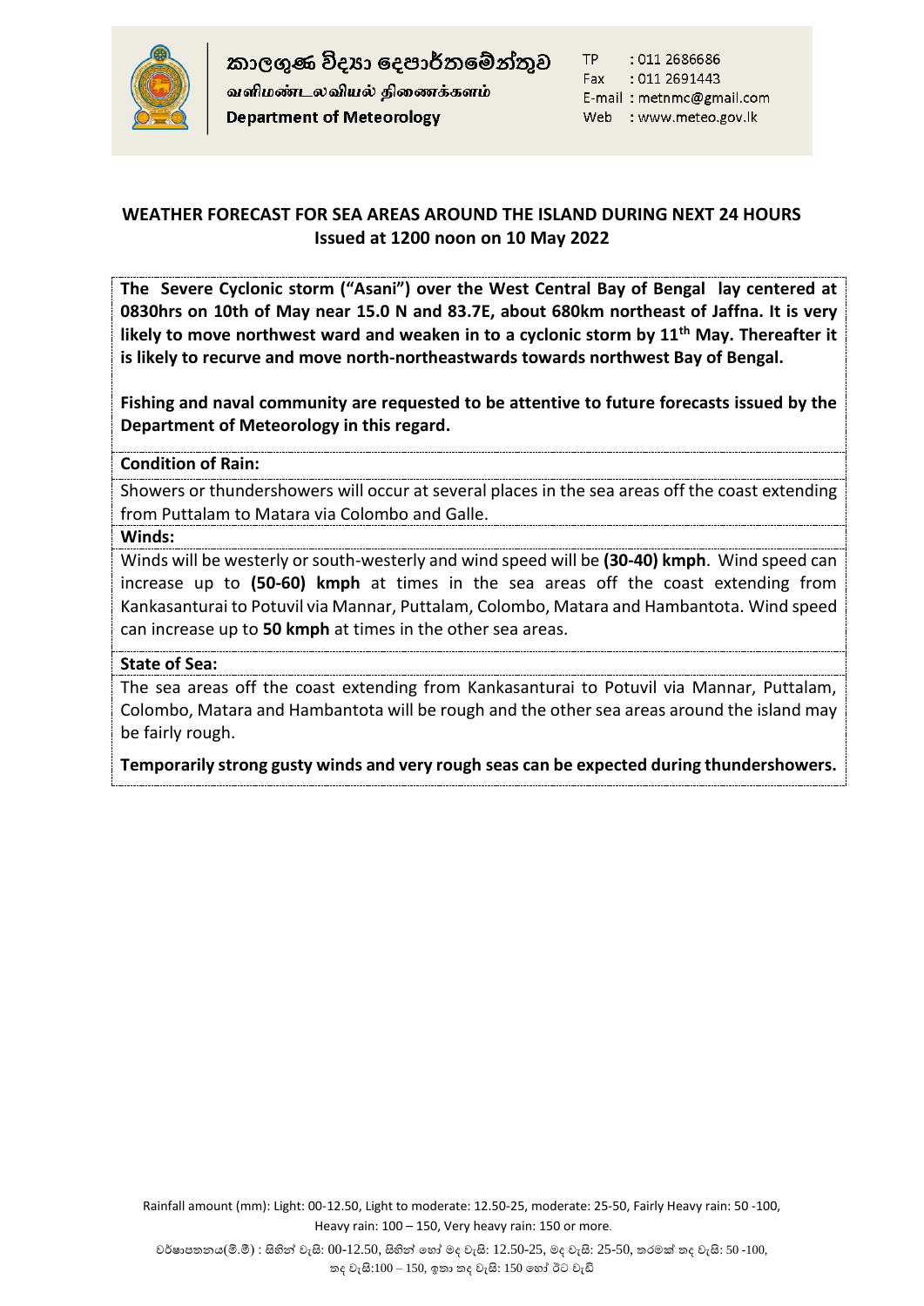කාලගුණ විද්‍යා දෙපාර්තමේන්තුව
வளிமண்டலவியல் திணைக்களம்
**Department of Meteorology**

TP : 011 2686686
Fax : 011 2691443
E-mail : metnmc@gmail.com
Web : www.meteo.gov.lk

## WEATHER FORECAST FOR SEA AREAS AROUND THE ISLAND DURING NEXT 24 HOURS
## Issued at 1200 noon on 10 May 2022

**The Severe Cyclonic storm ("Asani") over the West Central Bay of Bengal lay centered at 0830hrs on 10th of May near 15.0 N and 83.7E, about 680km northeast of Jaffna. It is very likely to move northwest ward and weaken in to a cyclonic storm by 11th May. Thereafter it is likely to recurve and move north-northeastwards towards northwest Bay of Bengal.**

**Fishing and naval community are requested to be attentive to future forecasts issued by the Department of Meteorology in this regard.**

**Condition of Rain:**

Showers or thundershowers will occur at several places in the sea areas off the coast extending from Puttalam to Matara via Colombo and Galle.

**Winds:**

Winds will be westerly or south-westerly and wind speed will be **(30-40) kmph**. Wind speed can increase up to **(50-60) kmph** at times in the sea areas off the coast extending from Kankasanturai to Potuvil via Mannar, Puttalam, Colombo, Matara and Hambantota. Wind speed can increase up to **50 kmph** at times in the other sea areas.

**State of Sea:**

The sea areas off the coast extending from Kankasanturai to Potuvil via Mannar, Puttalam, Colombo, Matara and Hambantota will be rough and the other sea areas around the island may be fairly rough.

**Temporarily strong gusty winds and very rough seas can be expected during thundershowers.**

Rainfall amount (mm): Light: 00-12.50, Light to moderate: 12.50-25, moderate: 25-50, Fairly Heavy rain: 50 -100, Heavy rain: 100 – 150, Very heavy rain: 150 or more.

වර්ෂාපතනය(මි.මී) : සිහින් වැසි: 00-12.50, සිහින් හෝ මද වැසි: 12.50-25, මද වැසි: 25-50, තරමක් තද වැසි: 50 -100, තද වැසි:100 – 150, ඉතා තද වැසි: 150 හෝ ඊට වැඩි